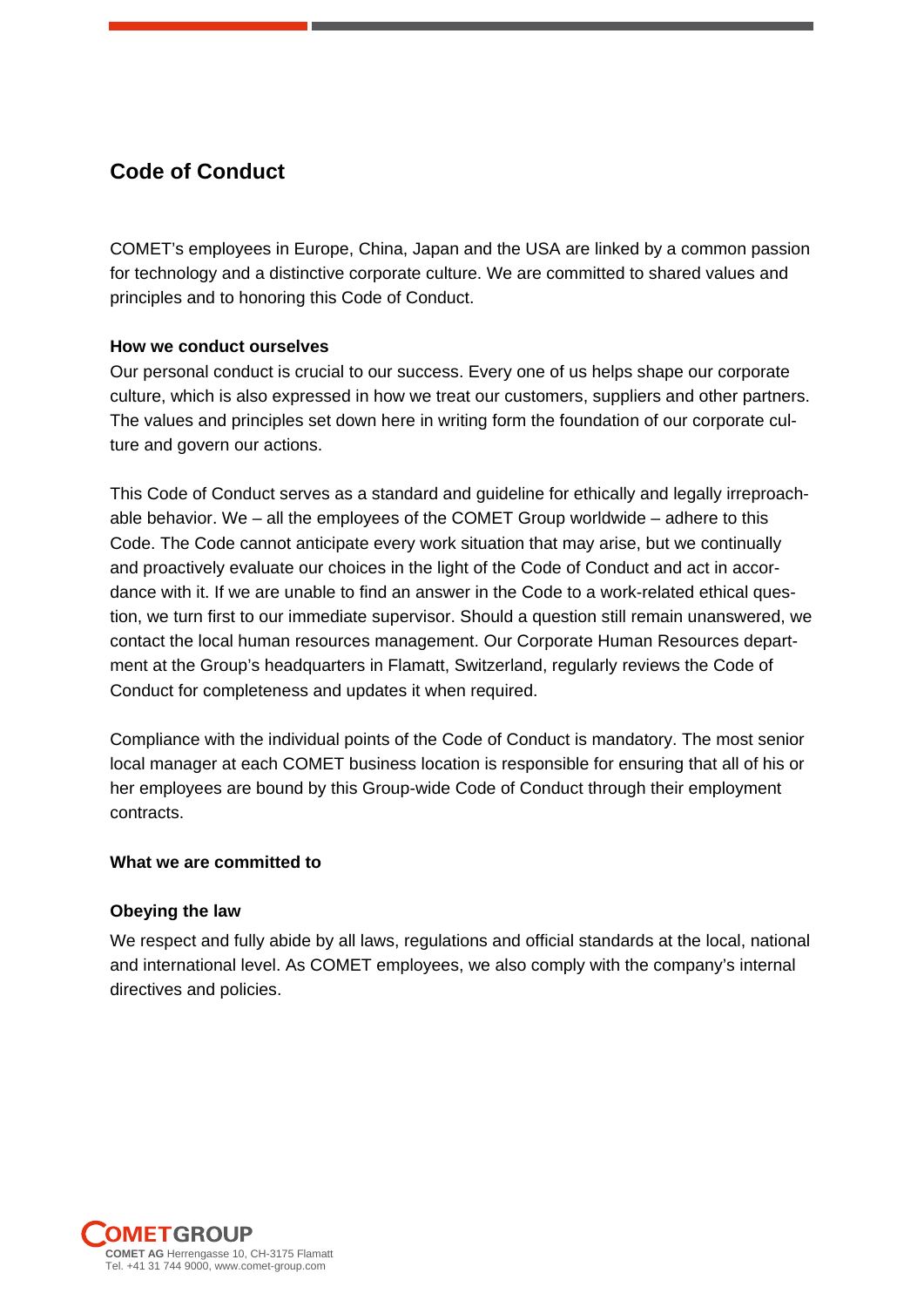# Code of Conduct

COMET's employees in Europe, China, Japan and the USA are linked by a common passion for technology and a distinctive corporate culture. We are committed to shared values and principles and to honoring this Code of Conduct.

**How we conduct ourselves**

Our personal conduct is crucial to our success. Every one of us helps shape our corporate culture, which is also expressed in how we treat our customers, suppliers and other partners. The values and principles set down here in writing form the foundation of our corporate culture and govern our actions.

This Code of Conduct serves as a standard and guideline for ethically and legally irreproachable behavior. We – all the employees of the COMET Group worldwide – adhere to this Code. The Code cannot anticipate every work situation that may arise, but we continually and proactively evaluate our choices in the light of the Code of Conduct and act in accordance with it. If we are unable to find an answer in the Code to a work-related ethical question, we turn first to our immediate supervisor. Should a question still remain unanswered, we contact the local human resources management. Our Corporate Human Resources department at the Group's headquarters in Flamatt, Switzerland, regularly reviews the Code of Conduct for completeness and updates it when required.

Compliance with the individual points of the Code of Conduct is mandatory. The most senior local manager at each COMET business location is responsible for ensuring that all of his or her employees are bound by this Group-wide Code of Conduct through their employment contracts.

**What we are committed to**

**Obeying the law**

We respect and fully abide by all laws, regulations and official standards at the local, national and international level. As COMET employees, we also comply with the company's internal directives and policies.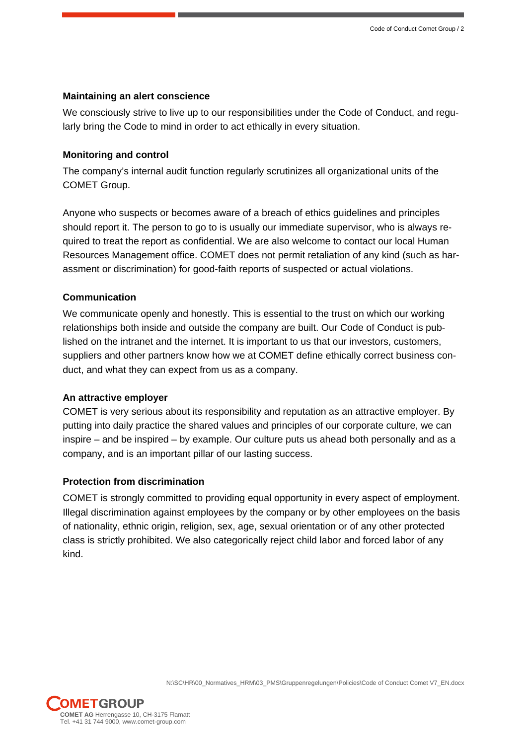### Maintaining an alert conscience

We consciously strive to live up to our responsibilities under the Code of Conduct, and regularly bring the Code to mind in order to act ethically in every situation.

### Monitoring and control

The company's internal audit function regularly scrutinizes all organizational units of the COMET Group.

Anyone who suspects or becomes aware of a breach of ethics guidelines and principles should report it. The person to go to is usually our immediate supervisor, who is always required to treat the report as confidential. We are also welcome to contact our local Human Resources Management office. COMET does not permit retaliation of any kind (such as harassment or discrimination) for good-faith reports of suspected or actual violations.

### Communication

We communicate openly and honestly. This is essential to the trust on which our working relationships both inside and outside the company are built. Our Code of Conduct is published on the intranet and the internet. It is important to us that our investors, customers, suppliers and other partners know how we at COMET define ethically correct business conduct, and what they can expect from us as a company.

### An attractive employer

COMET is very serious about its responsibility and reputation as an attractive employer. By putting into daily practice the shared values and principles of our corporate culture, we can inspire – and be inspired – by example. Our culture puts us ahead both personally and as a company, and is an important pillar of our lasting success.

### Protection from discrimination

COMET is strongly committed to providing equal opportunity in every aspect of employment. Illegal discrimination against employees by the company or by other employees on the basis of nationality, ethnic origin, religion, sex, age, sexual orientation or of any other protected class is strictly prohibited. We also categorically reject child labor and forced labor of any kind.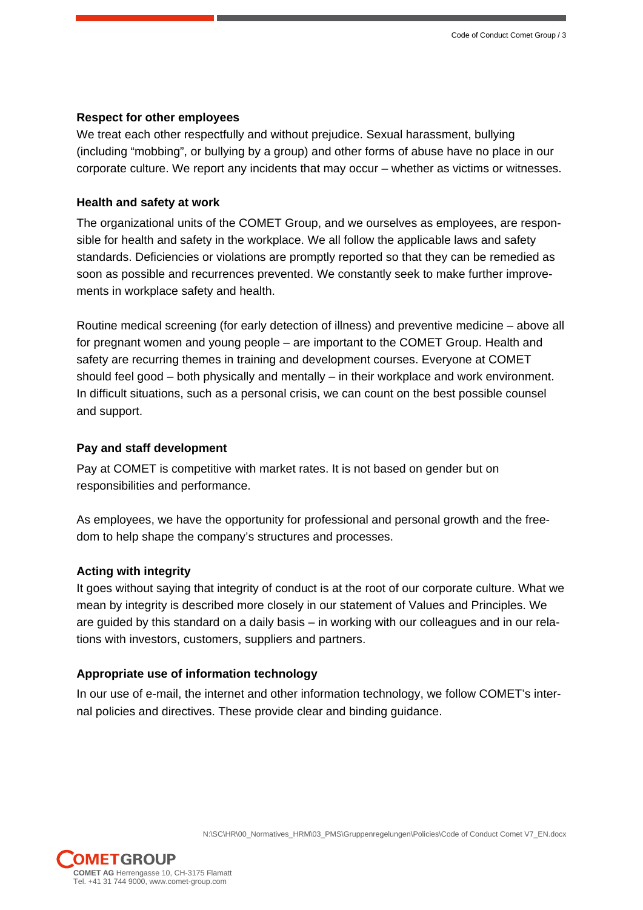### Respect for other employees

We treat each other respectfully and without prejudice. Sexual harassment, bullying (including "mobbing", or bullying by a group) and other forms of abuse have no place in our corporate culture. We report any incidents that may occur – whether as victims or witnesses.

### Health and safety at work

The organizational units of the COMET Group, and we ourselves as employees, are responsible for health and safety in the workplace. We all follow the applicable laws and safety standards. Deficiencies or violations are promptly reported so that they can be remedied as soon as possible and recurrences prevented. We constantly seek to make further improvements in workplace safety and health.

Routine medical screening (for early detection of illness) and preventive medicine – above all for pregnant women and young people – are important to the COMET Group. Health and safety are recurring themes in training and development courses. Everyone at COMET should feel good – both physically and mentally – in their workplace and work environment. In difficult situations, such as a personal crisis, we can count on the best possible counsel and support.

### Pay and staff development

Pay at COMET is competitive with market rates. It is not based on gender but on responsibilities and performance.

As employees, we have the opportunity for professional and personal growth and the freedom to help shape the company's structures and processes.

### Acting with integrity

It goes without saying that integrity of conduct is at the root of our corporate culture. What we mean by integrity is described more closely in our statement of Values and Principles. We are guided by this standard on a daily basis – in working with our colleagues and in our relations with investors, customers, suppliers and partners.

### Appropriate use of information technology

In our use of e-mail, the internet and other information technology, we follow COMET's internal policies and directives. These provide clear and binding guidance.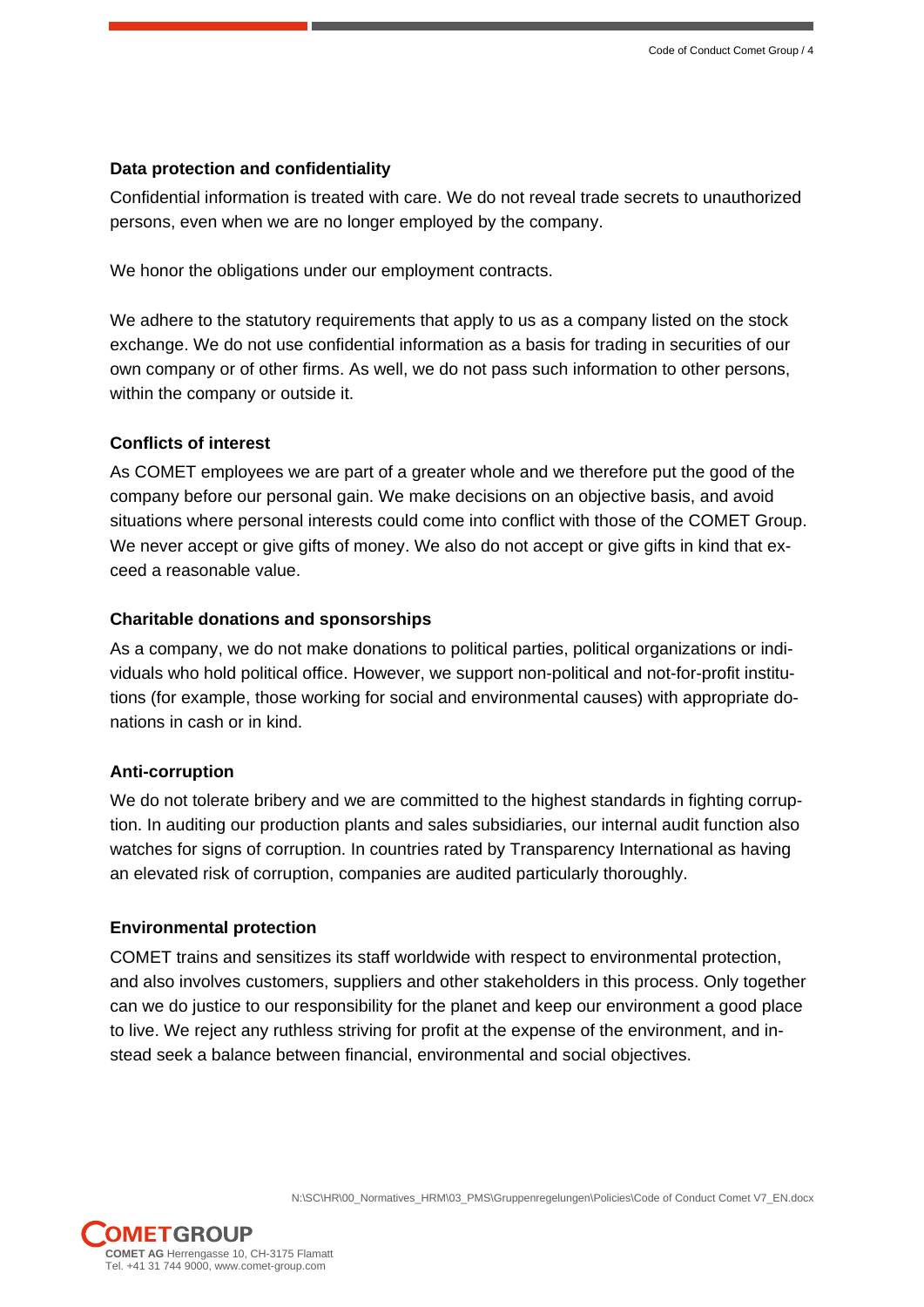### Data protection and confidentiality

Confidential information is treated with care. We do not reveal trade secrets to unauthorized persons, even when we are no longer employed by the company.

We honor the obligations under our employment contracts.

We adhere to the statutory requirements that apply to us as a company listed on the stock exchange. We do not use confidential information as a basis for trading in securities of our own company or of other firms. As well, we do not pass such information to other persons, within the company or outside it.

### Conflicts of interest

As COMET employees we are part of a greater whole and we therefore put the good of the company before our personal gain. We make decisions on an objective basis, and avoid situations where personal interests could come into conflict with those of the COMET Group. We never accept or give gifts of money. We also do not accept or give gifts in kind that exceed a reasonable value.

### Charitable donations and sponsorships

As a company, we do not make donations to political parties, political organizations or individuals who hold political office. However, we support non-political and not-for-profit institutions (for example, those working for social and environmental causes) with appropriate donations in cash or in kind.

### Anti-corruption

We do not tolerate bribery and we are committed to the highest standards in fighting corruption. In auditing our production plants and sales subsidiaries, our internal audit function also watches for signs of corruption. In countries rated by Transparency International as having an elevated risk of corruption, companies are audited particularly thoroughly.

### Environmental protection

COMET trains and sensitizes its staff worldwide with respect to environmental protection, and also involves customers, suppliers and other stakeholders in this process. Only together can we do justice to our responsibility for the planet and keep our environment a good place to live. We reject any ruthless striving for profit at the expense of the environment, and instead seek a balance between financial, environmental and social objectives.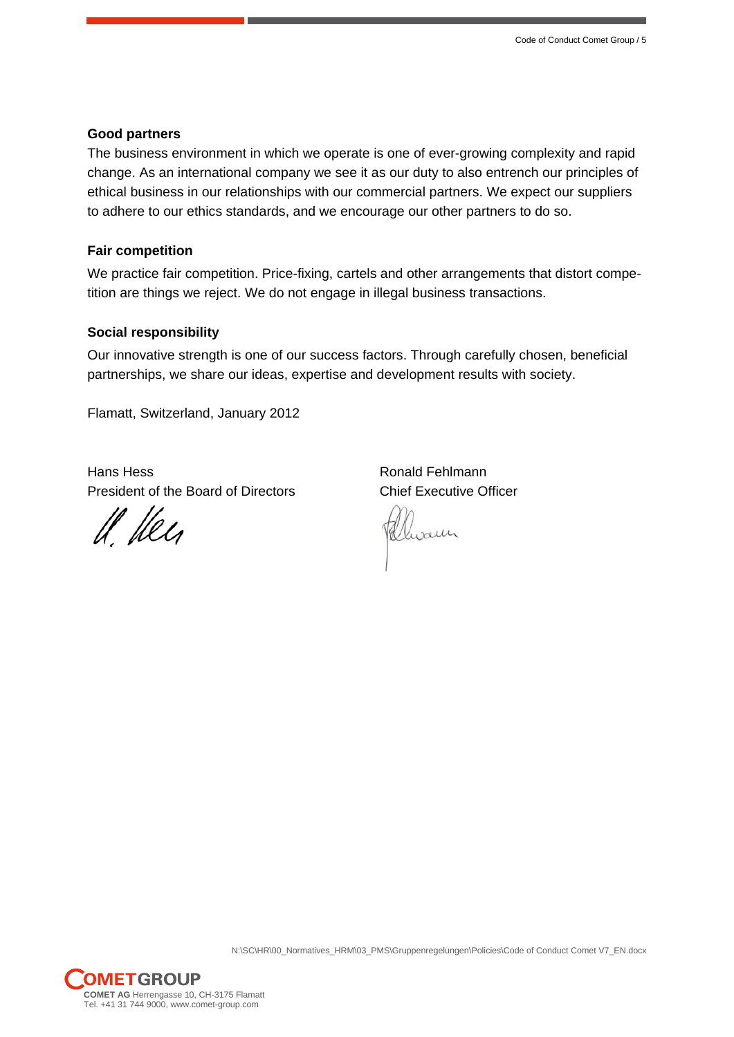## Good partners

The business environment in which we operate is one of ever-growing complexity and rapid change. As an international company we see it as our duty to also entrench our principles of ethical business in our relationships with our commercial partners. We expect our suppliers to adhere to our ethics standards, and we encourage our other partners to do so.

## Fair competition

We practice fair competition. Price-fixing, cartels and other arrangements that distort competition are things we reject. We do not engage in illegal business transactions.

## Social responsibility

Our innovative strength is one of our success factors. Through carefully chosen, beneficial partnerships, we share our ideas, expertise and development results with society.

Flamatt, Switzerland, January 2012

Hans Hess
President of the Board of Directors

Ronald Fehlmann
Chief Executive Officer

N:\SC\HR\00_Normatives_HRM\03_PMS\Gruppenregelungen\Policies\Code of Conduct Comet V7_EN.docx

COMETGROUP
**COMET AG** Herrengasse 10, CH-3175 Flamatt
Tel. +41 31 744 9000, www.comet-group.com